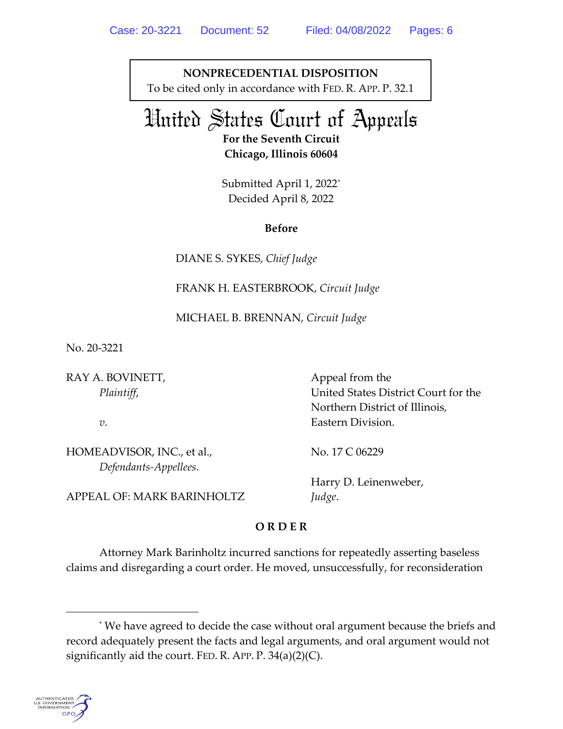**NONPRECEDENTIAL DISPOSITION**
To be cited only in accordance with FED. R. APP. P. 32.1

# United States Court of Appeals

**For the Seventh Circuit**
**Chicago, Illinois 60604**

Submitted April 1, 2022*
Decided April 8, 2022

**Before**

DIANE S. SYKES, *Chief Judge*

FRANK H. EASTERBROOK, *Circuit Judge*

MICHAEL B. BRENNAN, *Circuit Judge*

No. 20-3221

| | |
|---|---|
| RAY A. BOVINETT, *Plaintiff*, | Appeal from the United States District Court for the Northern District of Illinois, Eastern Division. |
| *v*. | |
| HOMEADVISOR, INC., et al., *Defendants-Appellees*. | No. 17 C 06229 |
| APPEAL OF: MARK BARINHOLTZ | Harry D. Leinenweber, *Judge*. |

**O R D E R**

Attorney Mark Barinholtz incurred sanctions for repeatedly asserting baseless claims and disregarding a court order. He moved, unsuccessfully, for reconsideration

---

* We have agreed to decide the case without oral argument because the briefs and record adequately present the facts and legal arguments, and oral argument would not significantly aid the court. FED. R. APP. P. 34(a)(2)(C).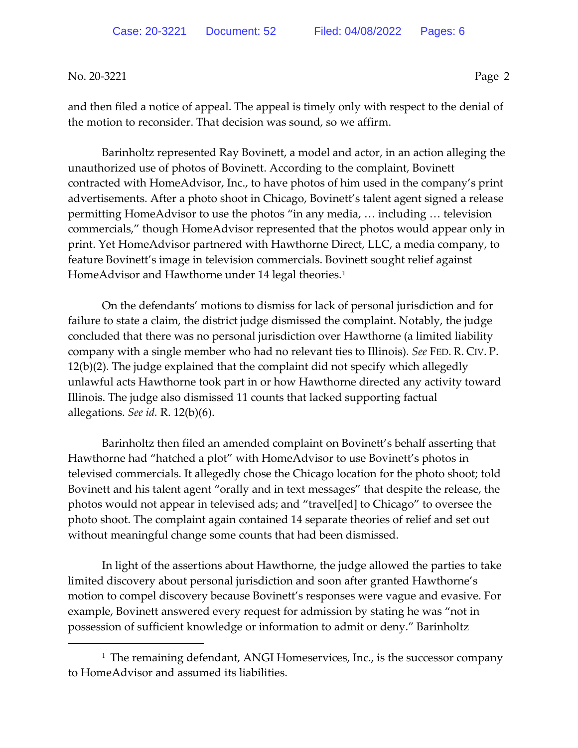and then filed a notice of appeal. The appeal is timely only with respect to the denial of the motion to reconsider. That decision was sound, so we affirm.

Barinholtz represented Ray Bovinett, a model and actor, in an action alleging the unauthorized use of photos of Bovinett. According to the complaint, Bovinett contracted with HomeAdvisor, Inc., to have photos of him used in the company's print advertisements. After a photo shoot in Chicago, Bovinett's talent agent signed a release permitting HomeAdvisor to use the photos "in any media, … including … television commercials," though HomeAdvisor represented that the photos would appear only in print. Yet HomeAdvisor partnered with Hawthorne Direct, LLC, a media company, to feature Bovinett's image in television commercials. Bovinett sought relief against HomeAdvisor and Hawthorne under 14 legal theories.[1]

On the defendants' motions to dismiss for lack of personal jurisdiction and for failure to state a claim, the district judge dismissed the complaint. Notably, the judge concluded that there was no personal jurisdiction over Hawthorne (a limited liability company with a single member who had no relevant ties to Illinois). *See* FED. R. CIV. P. 12(b)(2). The judge explained that the complaint did not specify which allegedly unlawful acts Hawthorne took part in or how Hawthorne directed any activity toward Illinois. The judge also dismissed 11 counts that lacked supporting factual allegations. *See id.* R. 12(b)(6).

Barinholtz then filed an amended complaint on Bovinett's behalf asserting that Hawthorne had "hatched a plot" with HomeAdvisor to use Bovinett's photos in televised commercials. It allegedly chose the Chicago location for the photo shoot; told Bovinett and his talent agent "orally and in text messages" that despite the release, the photos would not appear in televised ads; and "travel[ed] to Chicago" to oversee the photo shoot. The complaint again contained 14 separate theories of relief and set out without meaningful change some counts that had been dismissed.

In light of the assertions about Hawthorne, the judge allowed the parties to take limited discovery about personal jurisdiction and soon after granted Hawthorne's motion to compel discovery because Bovinett's responses were vague and evasive. For example, Bovinett answered every request for admission by stating he was "not in possession of sufficient knowledge or information to admit or deny." Barinholtz

[1] The remaining defendant, ANGI Homeservices, Inc., is the successor company to HomeAdvisor and assumed its liabilities.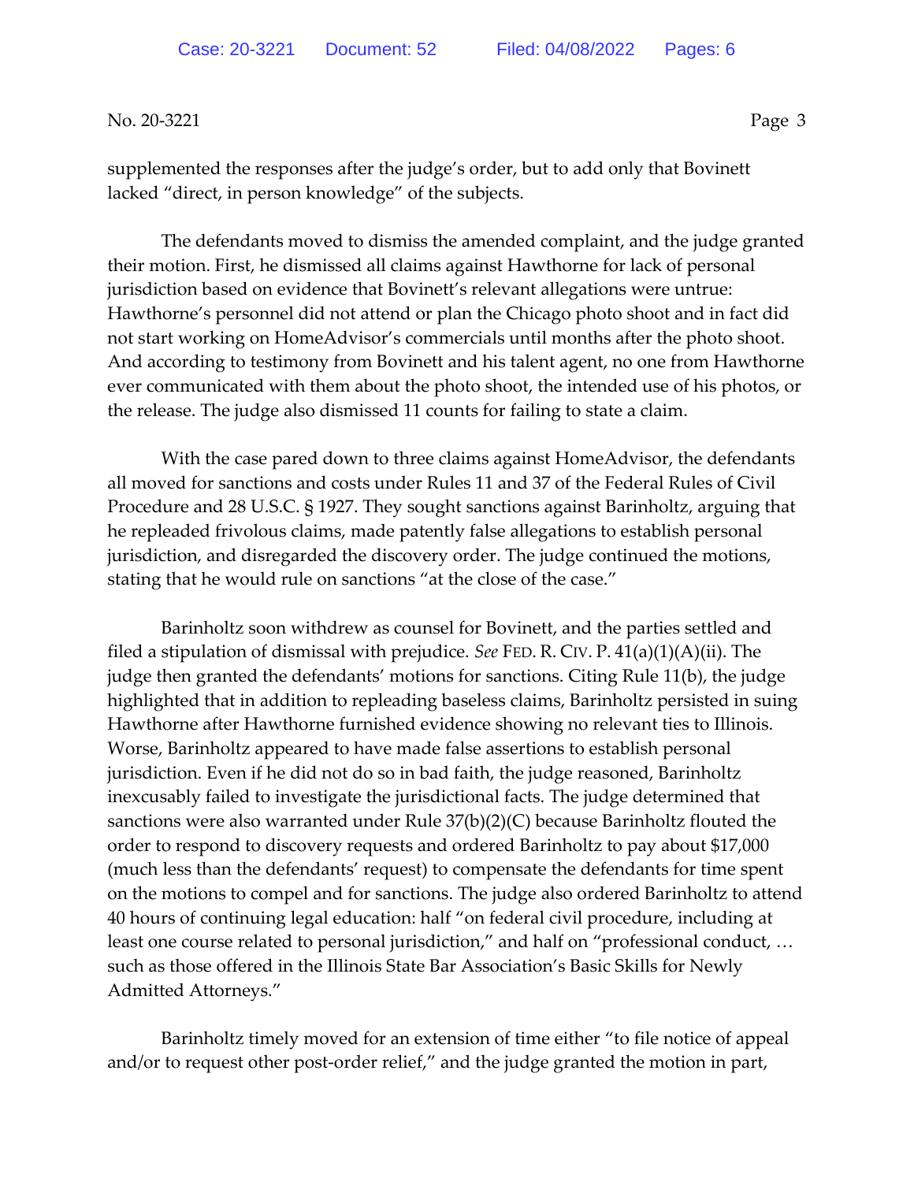supplemented the responses after the judge's order, but to add only that Bovinett lacked "direct, in person knowledge" of the subjects.

The defendants moved to dismiss the amended complaint, and the judge granted their motion. First, he dismissed all claims against Hawthorne for lack of personal jurisdiction based on evidence that Bovinett's relevant allegations were untrue: Hawthorne's personnel did not attend or plan the Chicago photo shoot and in fact did not start working on HomeAdvisor's commercials until months after the photo shoot. And according to testimony from Bovinett and his talent agent, no one from Hawthorne ever communicated with them about the photo shoot, the intended use of his photos, or the release. The judge also dismissed 11 counts for failing to state a claim.

With the case pared down to three claims against HomeAdvisor, the defendants all moved for sanctions and costs under Rules 11 and 37 of the Federal Rules of Civil Procedure and 28 U.S.C. § 1927. They sought sanctions against Barinholtz, arguing that he repleaded frivolous claims, made patently false allegations to establish personal jurisdiction, and disregarded the discovery order. The judge continued the motions, stating that he would rule on sanctions "at the close of the case."

Barinholtz soon withdrew as counsel for Bovinett, and the parties settled and filed a stipulation of dismissal with prejudice. *See* FED. R. CIV. P. 41(a)(1)(A)(ii). The judge then granted the defendants' motions for sanctions. Citing Rule 11(b), the judge highlighted that in addition to repleading baseless claims, Barinholtz persisted in suing Hawthorne after Hawthorne furnished evidence showing no relevant ties to Illinois. Worse, Barinholtz appeared to have made false assertions to establish personal jurisdiction. Even if he did not do so in bad faith, the judge reasoned, Barinholtz inexcusably failed to investigate the jurisdictional facts. The judge determined that sanctions were also warranted under Rule 37(b)(2)(C) because Barinholtz flouted the order to respond to discovery requests and ordered Barinholtz to pay about $17,000 (much less than the defendants' request) to compensate the defendants for time spent on the motions to compel and for sanctions. The judge also ordered Barinholtz to attend 40 hours of continuing legal education: half "on federal civil procedure, including at least one course related to personal jurisdiction," and half on "professional conduct, … such as those offered in the Illinois State Bar Association's Basic Skills for Newly Admitted Attorneys."

Barinholtz timely moved for an extension of time either "to file notice of appeal and/or to request other post-order relief," and the judge granted the motion in part,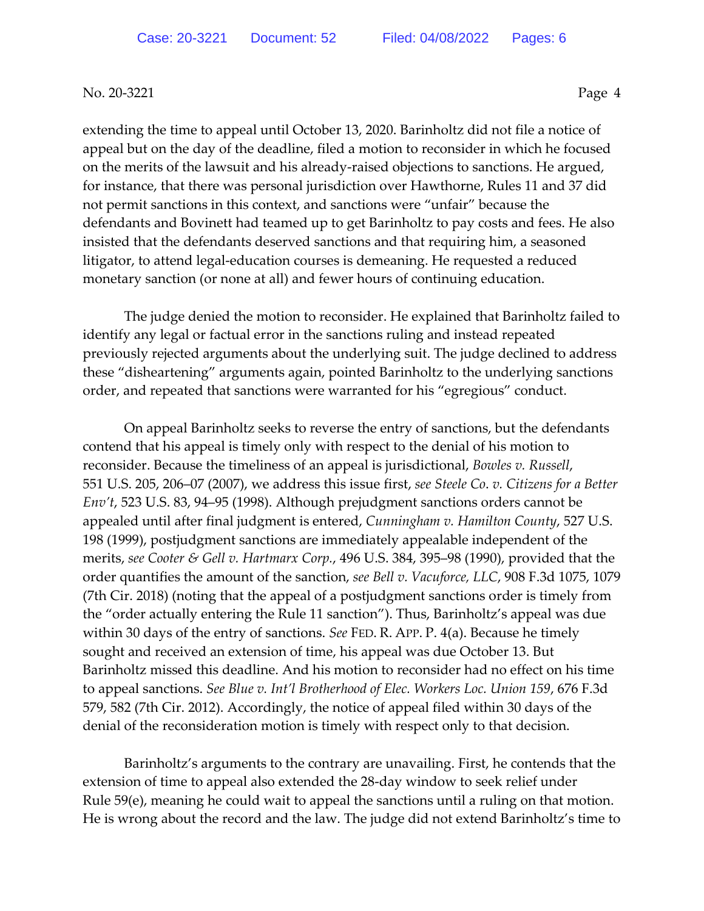extending the time to appeal until October 13, 2020. Barinholtz did not file a notice of appeal but on the day of the deadline, filed a motion to reconsider in which he focused on the merits of the lawsuit and his already-raised objections to sanctions. He argued, for instance, that there was personal jurisdiction over Hawthorne, Rules 11 and 37 did not permit sanctions in this context, and sanctions were "unfair" because the defendants and Bovinett had teamed up to get Barinholtz to pay costs and fees. He also insisted that the defendants deserved sanctions and that requiring him, a seasoned litigator, to attend legal-education courses is demeaning. He requested a reduced monetary sanction (or none at all) and fewer hours of continuing education.

The judge denied the motion to reconsider. He explained that Barinholtz failed to identify any legal or factual error in the sanctions ruling and instead repeated previously rejected arguments about the underlying suit. The judge declined to address these "disheartening" arguments again, pointed Barinholtz to the underlying sanctions order, and repeated that sanctions were warranted for his "egregious" conduct.

On appeal Barinholtz seeks to reverse the entry of sanctions, but the defendants contend that his appeal is timely only with respect to the denial of his motion to reconsider. Because the timeliness of an appeal is jurisdictional, *Bowles v. Russell*, 551 U.S. 205, 206–07 (2007), we address this issue first, *see Steele Co. v. Citizens for a Better Env't*, 523 U.S. 83, 94–95 (1998). Although prejudgment sanctions orders cannot be appealed until after final judgment is entered, *Cunningham v. Hamilton County*, 527 U.S. 198 (1999), postjudgment sanctions are immediately appealable independent of the merits, *see Cooter & Gell v. Hartmarx Corp.*, 496 U.S. 384, 395–98 (1990), provided that the order quantifies the amount of the sanction, *see Bell v. Vacuforce, LLC*, 908 F.3d 1075, 1079 (7th Cir. 2018) (noting that the appeal of a postjudgment sanctions order is timely from the "order actually entering the Rule 11 sanction"). Thus, Barinholtz's appeal was due within 30 days of the entry of sanctions. *See* FED. R. APP. P. 4(a). Because he timely sought and received an extension of time, his appeal was due October 13. But Barinholtz missed this deadline. And his motion to reconsider had no effect on his time to appeal sanctions. *See Blue v. Int'l Brotherhood of Elec. Workers Loc. Union 159*, 676 F.3d 579, 582 (7th Cir. 2012). Accordingly, the notice of appeal filed within 30 days of the denial of the reconsideration motion is timely with respect only to that decision.

Barinholtz's arguments to the contrary are unavailing. First, he contends that the extension of time to appeal also extended the 28-day window to seek relief under Rule 59(e), meaning he could wait to appeal the sanctions until a ruling on that motion. He is wrong about the record and the law. The judge did not extend Barinholtz's time to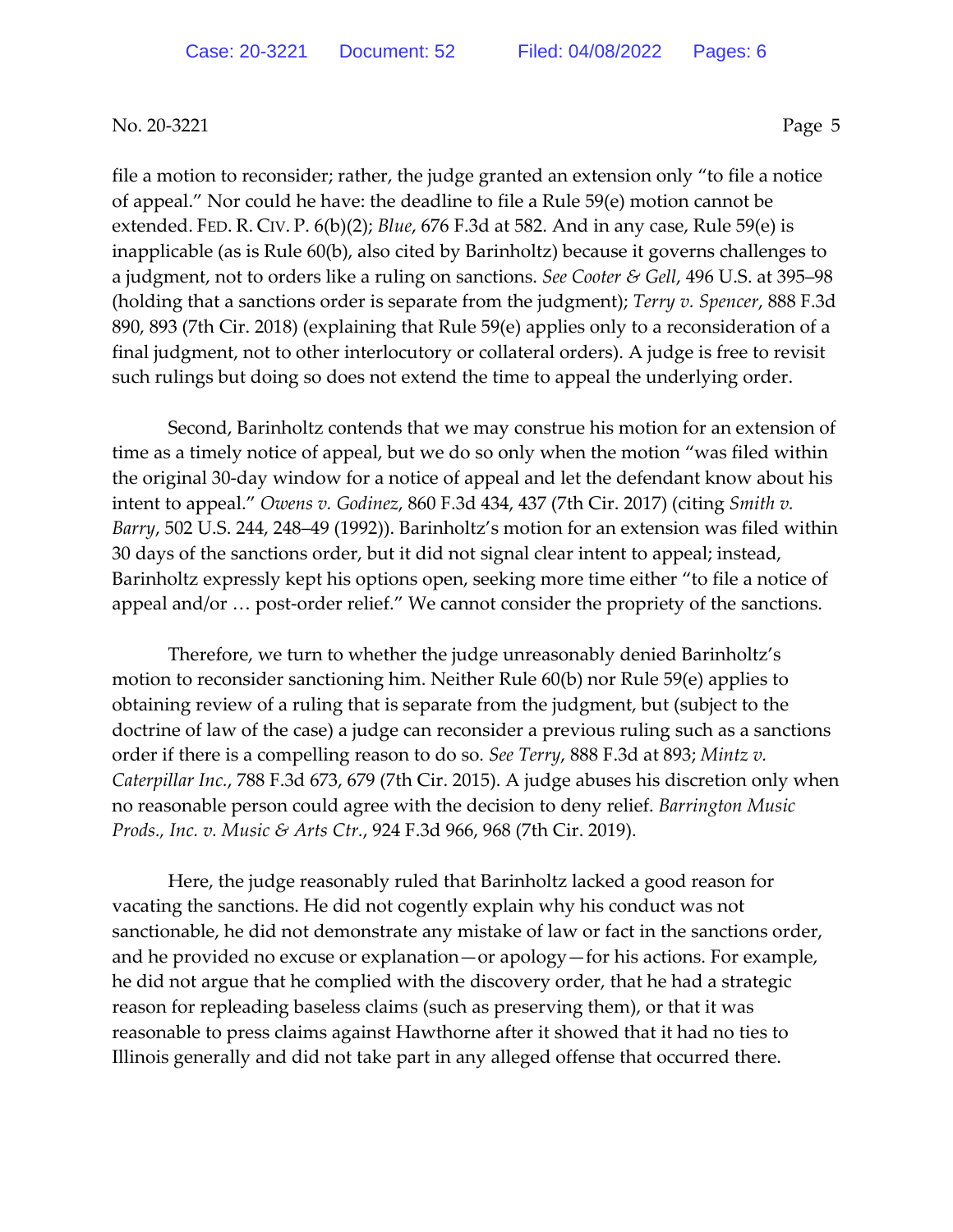file a motion to reconsider; rather, the judge granted an extension only "to file a notice of appeal." Nor could he have: the deadline to file a Rule 59(e) motion cannot be extended. FED. R. CIV. P. 6(b)(2); *Blue*, 676 F.3d at 582. And in any case, Rule 59(e) is inapplicable (as is Rule 60(b), also cited by Barinholtz) because it governs challenges to a judgment, not to orders like a ruling on sanctions. *See Cooter & Gell*, 496 U.S. at 395–98 (holding that a sanctions order is separate from the judgment); *Terry v. Spencer*, 888 F.3d 890, 893 (7th Cir. 2018) (explaining that Rule 59(e) applies only to a reconsideration of a final judgment, not to other interlocutory or collateral orders). A judge is free to revisit such rulings but doing so does not extend the time to appeal the underlying order.

Second, Barinholtz contends that we may construe his motion for an extension of time as a timely notice of appeal, but we do so only when the motion "was filed within the original 30-day window for a notice of appeal and let the defendant know about his intent to appeal." *Owens v. Godinez*, 860 F.3d 434, 437 (7th Cir. 2017) (citing *Smith v. Barry*, 502 U.S. 244, 248–49 (1992)). Barinholtz's motion for an extension was filed within 30 days of the sanctions order, but it did not signal clear intent to appeal; instead, Barinholtz expressly kept his options open, seeking more time either "to file a notice of appeal and/or … post-order relief." We cannot consider the propriety of the sanctions.

Therefore, we turn to whether the judge unreasonably denied Barinholtz's motion to reconsider sanctioning him. Neither Rule 60(b) nor Rule 59(e) applies to obtaining review of a ruling that is separate from the judgment, but (subject to the doctrine of law of the case) a judge can reconsider a previous ruling such as a sanctions order if there is a compelling reason to do so. *See Terry*, 888 F.3d at 893; *Mintz v. Caterpillar Inc.*, 788 F.3d 673, 679 (7th Cir. 2015). A judge abuses his discretion only when no reasonable person could agree with the decision to deny relief. *Barrington Music Prods., Inc. v. Music & Arts Ctr.*, 924 F.3d 966, 968 (7th Cir. 2019).

Here, the judge reasonably ruled that Barinholtz lacked a good reason for vacating the sanctions. He did not cogently explain why his conduct was not sanctionable, he did not demonstrate any mistake of law or fact in the sanctions order, and he provided no excuse or explanation—or apology—for his actions. For example, he did not argue that he complied with the discovery order, that he had a strategic reason for repleading baseless claims (such as preserving them), or that it was reasonable to press claims against Hawthorne after it showed that it had no ties to Illinois generally and did not take part in any alleged offense that occurred there.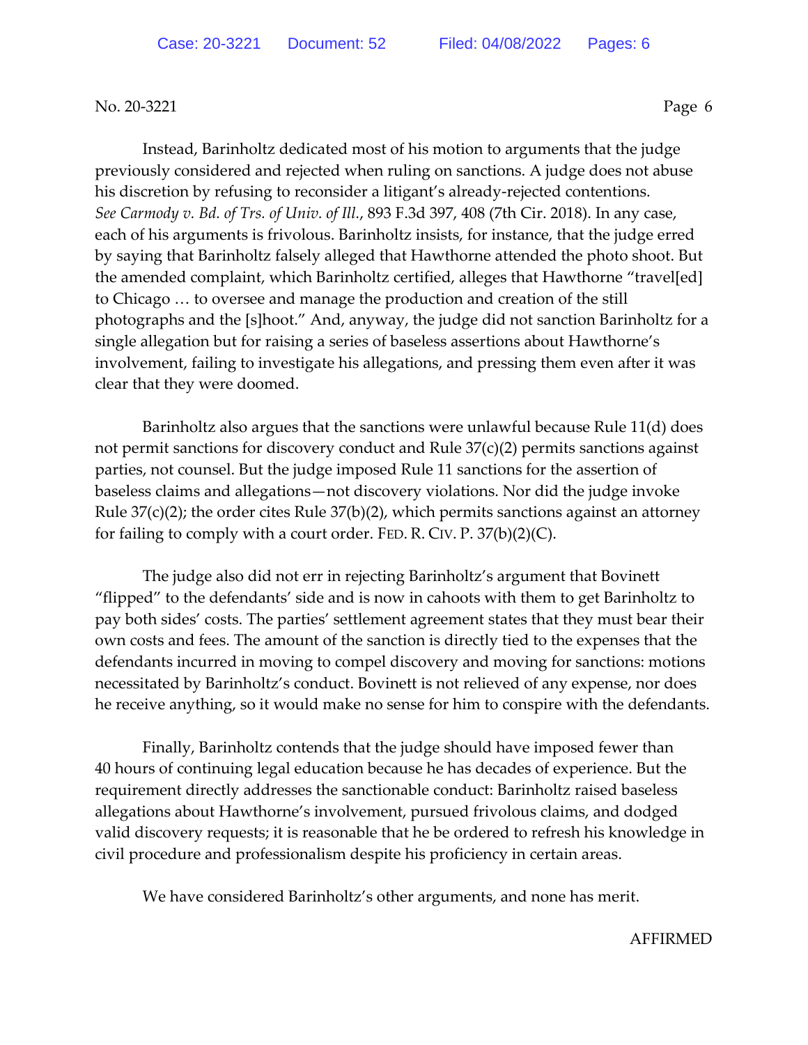Instead, Barinholtz dedicated most of his motion to arguments that the judge previously considered and rejected when ruling on sanctions. A judge does not abuse his discretion by refusing to reconsider a litigant's already-rejected contentions. *See Carmody v. Bd. of Trs. of Univ. of Ill.*, 893 F.3d 397, 408 (7th Cir. 2018). In any case, each of his arguments is frivolous. Barinholtz insists, for instance, that the judge erred by saying that Barinholtz falsely alleged that Hawthorne attended the photo shoot. But the amended complaint, which Barinholtz certified, alleges that Hawthorne "travel[ed] to Chicago … to oversee and manage the production and creation of the still photographs and the [s]hoot." And, anyway, the judge did not sanction Barinholtz for a single allegation but for raising a series of baseless assertions about Hawthorne's involvement, failing to investigate his allegations, and pressing them even after it was clear that they were doomed.

Barinholtz also argues that the sanctions were unlawful because Rule 11(d) does not permit sanctions for discovery conduct and Rule 37(c)(2) permits sanctions against parties, not counsel. But the judge imposed Rule 11 sanctions for the assertion of baseless claims and allegations—not discovery violations. Nor did the judge invoke Rule 37(c)(2); the order cites Rule 37(b)(2), which permits sanctions against an attorney for failing to comply with a court order. FED. R. CIV. P. 37(b)(2)(C).

The judge also did not err in rejecting Barinholtz's argument that Bovinett "flipped" to the defendants' side and is now in cahoots with them to get Barinholtz to pay both sides' costs. The parties' settlement agreement states that they must bear their own costs and fees. The amount of the sanction is directly tied to the expenses that the defendants incurred in moving to compel discovery and moving for sanctions: motions necessitated by Barinholtz's conduct. Bovinett is not relieved of any expense, nor does he receive anything, so it would make no sense for him to conspire with the defendants.

Finally, Barinholtz contends that the judge should have imposed fewer than 40 hours of continuing legal education because he has decades of experience. But the requirement directly addresses the sanctionable conduct: Barinholtz raised baseless allegations about Hawthorne's involvement, pursued frivolous claims, and dodged valid discovery requests; it is reasonable that he be ordered to refresh his knowledge in civil procedure and professionalism despite his proficiency in certain areas.

We have considered Barinholtz's other arguments, and none has merit.

AFFIRMED